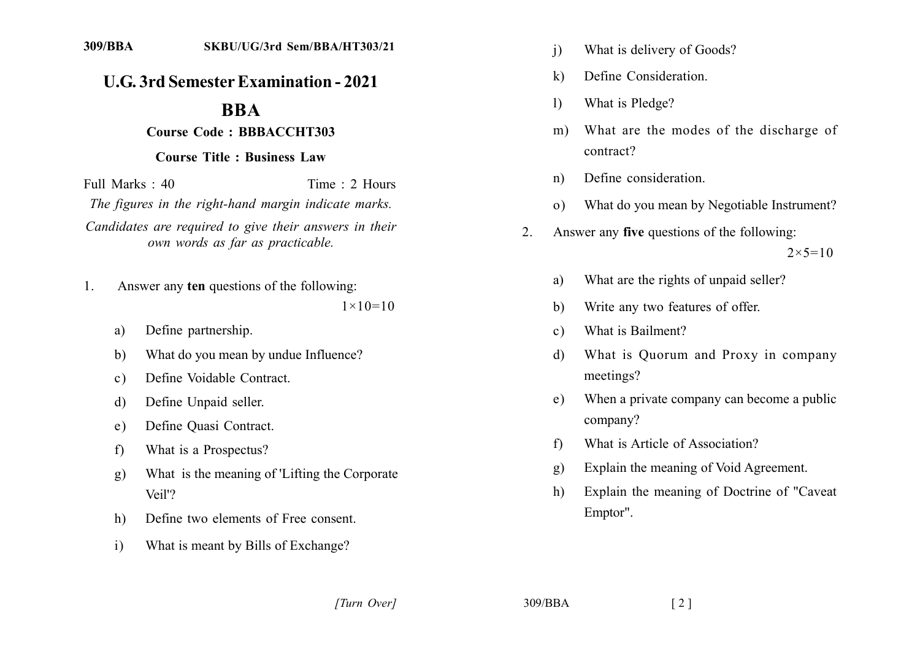309/BBA SKBU/UG/3rd Sem/BBA/HT303/21

# U.G. 3rd Semester Examination - 2021

## BBA

### Course Code : BBBACCHT303

### Course Title : Business Law

Full Marks : 40 Time : 2 Hours

*The figures in the right-hand margin indicate marks.*

*Candidates are required to give their answers in their own words as far as practicable.*

1. Answer any **ten** questions of the following: $1 \times 10 = 10$

   a) Define partnership.

   b) What do you mean by undue Influence?

   c) Define Voidable Contract.

   d) Define Unpaid seller.

   e) Define Quasi Contract.

   f) What is a Prospectus?

   g) What is the meaning of 'Lifting the Corporate Veil'?

   h) Define two elements of Free consent.

   i) What is meant by Bills of Exchange?

   j) What is delivery of Goods?

   k) Define Consideration.

   l) What is Pledge?

   m) What are the modes of the discharge of contract?

   n) Define consideration.

   o) What do you mean by Negotiable Instrument?

2. Answer any **five** questions of the following: $2 \times 5 = 10$

   a) What are the rights of unpaid seller?

   b) Write any two features of offer.

   c) What is Bailment?

   d) What is Quorum and Proxy in company meetings?

   e) When a private company can become a public company?

   f) What is Article of Association?

   g) Explain the meaning of Void Agreement.

   h) Explain the meaning of Doctrine of "Caveat Emptor".

[Turn Over]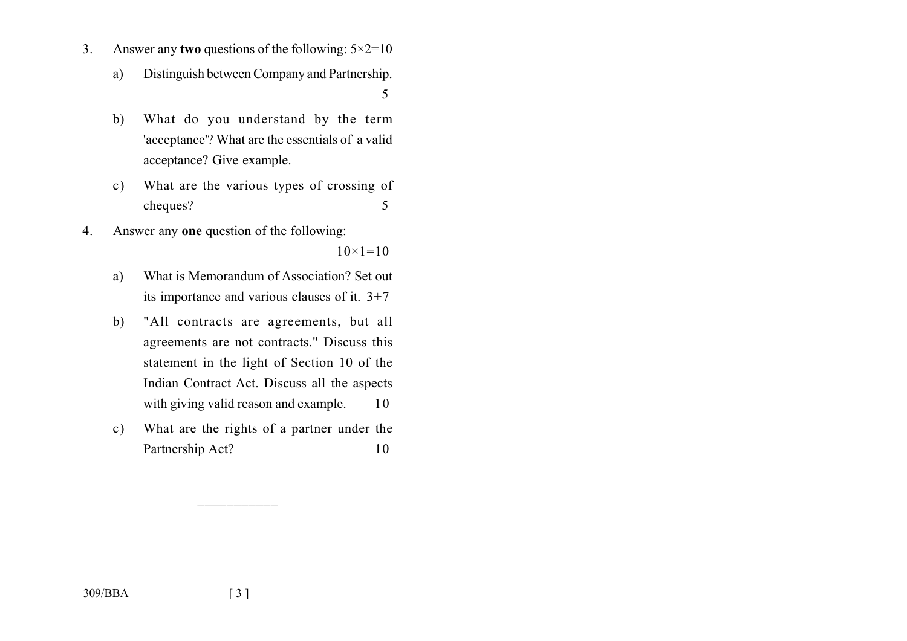3. Answer any **two** questions of the following: 5×2=10

   a) Distinguish between Company and Partnership. 5

   b) What do you understand by the term 'acceptance'? What are the essentials of a valid acceptance? Give example.

   c) What are the various types of crossing of cheques? 5

4. Answer any **one** question of the following: 10×1=10

   a) What is Memorandum of Association? Set out its importance and various clauses of it. 3+7

   b) "All contracts are agreements, but all agreements are not contracts." Discuss this statement in the light of Section 10 of the Indian Contract Act. Discuss all the aspects with giving valid reason and example. 10

   c) What are the rights of a partner under the Partnership Act? 10

___________

309/BBA